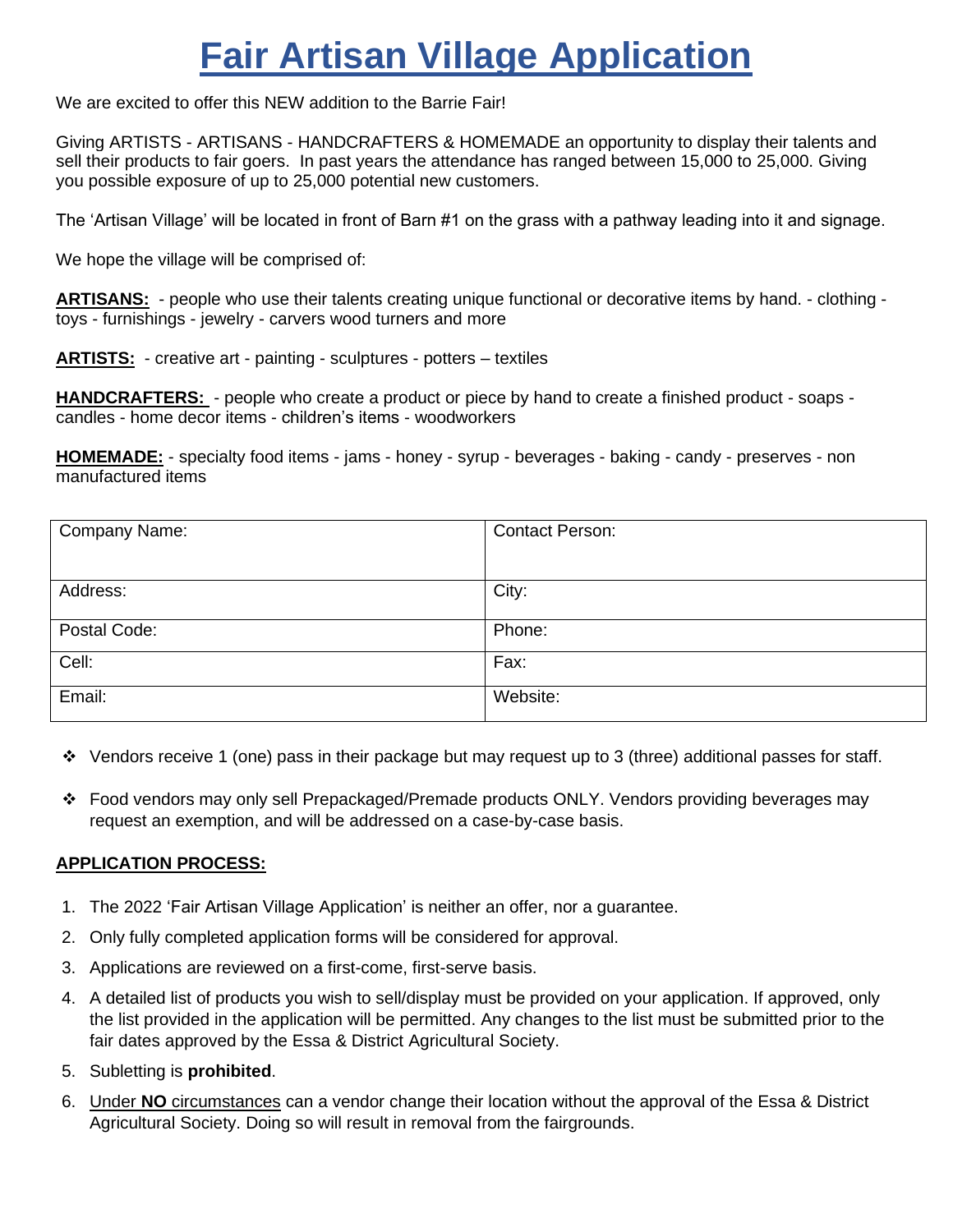# Fair Artisan Village Application

We are excited to offer this NEW addition to the Barrie Fair!

Giving ARTISTS - ARTISANS - HANDCRAFTERS & HOMEMADE an opportunity to display their talents and sell their products to fair goers. In past years the attendance has ranged between 15,000 to 25,000. Giving you possible exposure of up to 25,000 potential new customers.

The 'Artisan Village' will be located in front of Barn #1 on the grass with a pathway leading into it and signage.

We hope the village will be comprised of:

**ARTISANS:** - people who use their talents creating unique functional or decorative items by hand. - clothing - toys - furnishings - jewelry - carvers wood turners and more

**ARTISTS:** - creative art - painting - sculptures - potters – textiles

**HANDCRAFTERS:** - people who create a product or piece by hand to create a finished product - soaps - candles - home decor items - children's items - woodworkers

**HOMEMADE:** - specialty food items - jams - honey - syrup - beverages - baking - candy - preserves - non manufactured items

| Company Name: | Contact Person: |
|---|---|
| Address: | City: |
| Postal Code: | Phone: |
| Cell: | Fax: |
| Email: | Website: |

- Vendors receive 1 (one) pass in their package but may request up to 3 (three) additional passes for staff.
- Food vendors may only sell Prepackaged/Premade products ONLY. Vendors providing beverages may request an exemption, and will be addressed on a case-by-case basis.

**APPLICATION PROCESS:**

1. The 2022 'Fair Artisan Village Application' is neither an offer, nor a guarantee.
2. Only fully completed application forms will be considered for approval.
3. Applications are reviewed on a first-come, first-serve basis.
4. A detailed list of products you wish to sell/display must be provided on your application. If approved, only the list provided in the application will be permitted. Any changes to the list must be submitted prior to the fair dates approved by the Essa & District Agricultural Society.
5. Subletting is **prohibited**.
6. Under **NO** circumstances can a vendor change their location without the approval of the Essa & District Agricultural Society. Doing so will result in removal from the fairgrounds.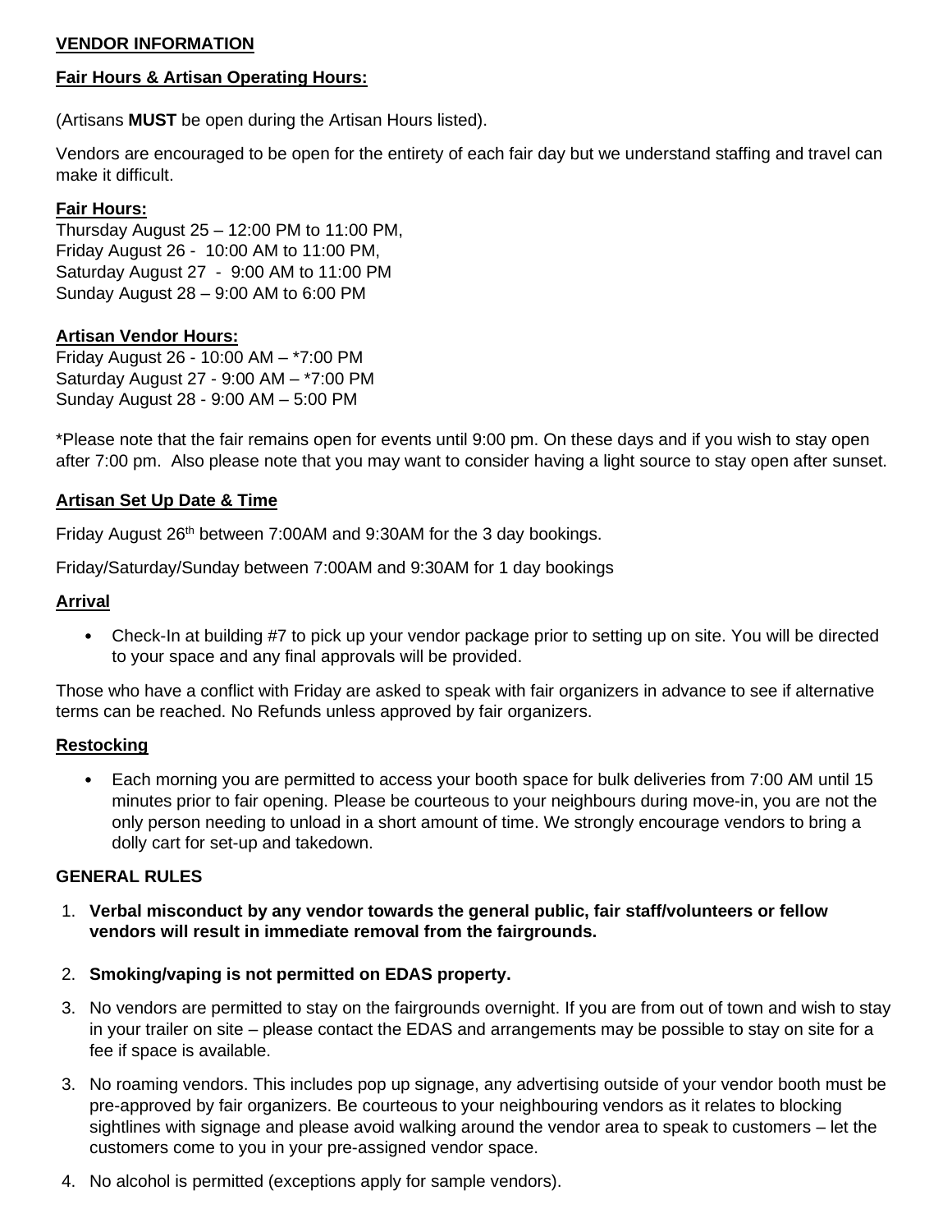**VENDOR INFORMATION**

**Fair Hours & Artisan Operating Hours:**

(Artisans **MUST** be open during the Artisan Hours listed).

Vendors are encouraged to be open for the entirety of each fair day but we understand staffing and travel can make it difficult.

**Fair Hours:**
Thursday August 25 – 12:00 PM to 11:00 PM,
Friday August 26 - 10:00 AM to 11:00 PM,
Saturday August 27 - 9:00 AM to 11:00 PM
Sunday August 28 – 9:00 AM to 6:00 PM

**Artisan Vendor Hours:**
Friday August 26 - 10:00 AM – *7:00 PM
Saturday August 27 - 9:00 AM – *7:00 PM
Sunday August 28 - 9:00 AM – 5:00 PM

*Please note that the fair remains open for events until 9:00 pm. On these days and if you wish to stay open after 7:00 pm. Also please note that you may want to consider having a light source to stay open after sunset.

**Artisan Set Up Date & Time**

Friday August 26th between 7:00AM and 9:30AM for the 3 day bookings.

Friday/Saturday/Sunday between 7:00AM and 9:30AM for 1 day bookings

**Arrival**

- Check-In at building #7 to pick up your vendor package prior to setting up on site. You will be directed to your space and any final approvals will be provided.

Those who have a conflict with Friday are asked to speak with fair organizers in advance to see if alternative terms can be reached. No Refunds unless approved by fair organizers.

**Restocking**

- Each morning you are permitted to access your booth space for bulk deliveries from 7:00 AM until 15 minutes prior to fair opening. Please be courteous to your neighbours during move-in, you are not the only person needing to unload in a short amount of time. We strongly encourage vendors to bring a dolly cart for set-up and takedown.

**GENERAL RULES**

1. **Verbal misconduct by any vendor towards the general public, fair staff/volunteers or fellow vendors will result in immediate removal from the fairgrounds.**
2. **Smoking/vaping is not permitted on EDAS property.**
3. No vendors are permitted to stay on the fairgrounds overnight. If you are from out of town and wish to stay in your trailer on site – please contact the EDAS and arrangements may be possible to stay on site for a fee if space is available.
3. No roaming vendors. This includes pop up signage, any advertising outside of your vendor booth must be pre-approved by fair organizers. Be courteous to your neighbouring vendors as it relates to blocking sightlines with signage and please avoid walking around the vendor area to speak to customers – let the customers come to you in your pre-assigned vendor space.
4. No alcohol is permitted (exceptions apply for sample vendors).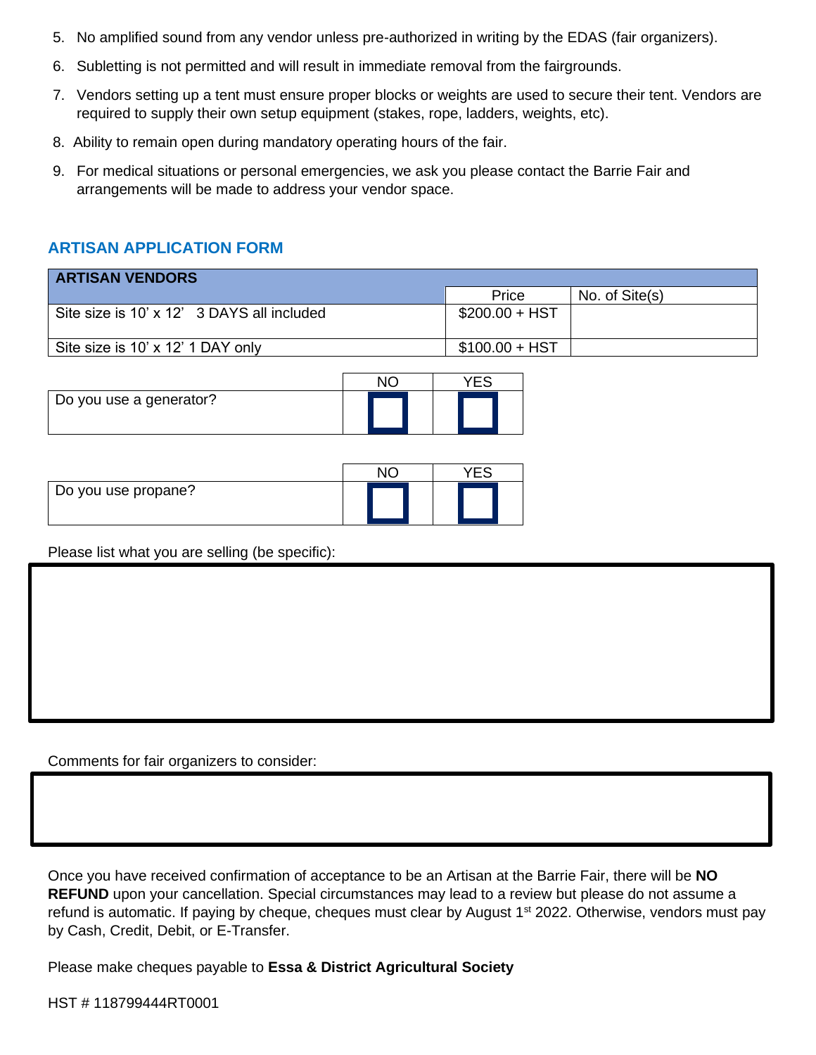5. No amplified sound from any vendor unless pre-authorized in writing by the EDAS (fair organizers).
6. Subletting is not permitted and will result in immediate removal from the fairgrounds.
7. Vendors setting up a tent must ensure proper blocks or weights are used to secure their tent. Vendors are required to supply their own setup equipment (stakes, rope, ladders, weights, etc).
8. Ability to remain open during mandatory operating hours of the fair.
9. For medical situations or personal emergencies, we ask you please contact the Barrie Fair and arrangements will be made to address your vendor space.

## ARTISAN APPLICATION FORM

| ARTISAN VENDORS | | |
|---|---|---|
| | Price | No. of Site(s) |
| Site size is 10' x 12' 3 DAYS all included | $200.00 + HST | |
| Site size is 10' x 12' 1 DAY only | $100.00 + HST | |

| | NO | YES |
|---|---|---|
| Do you use a generator? | ☐ | ☐ |

| | NO | YES |
|---|---|---|
| Do you use propane? | ☐ | ☐ |

Please list what you are selling (be specific):

Comments for fair organizers to consider:

Once you have received confirmation of acceptance to be an Artisan at the Barrie Fair, there will be **NO REFUND** upon your cancellation. Special circumstances may lead to a review but please do not assume a refund is automatic. If paying by cheque, cheques must clear by August 1st 2022. Otherwise, vendors must pay by Cash, Credit, Debit, or E-Transfer.

Please make cheques payable to **Essa & District Agricultural Society**

HST # 118799444RT0001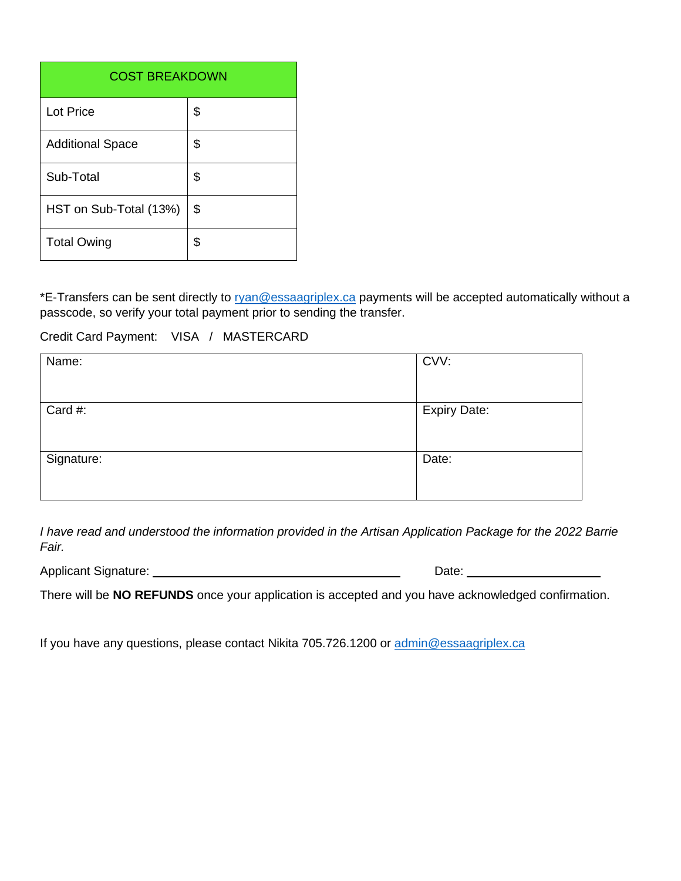| COST BREAKDOWN | |
|---|---|
| Lot Price | $ |
| Additional Space | $ |
| Sub-Total | $ |
| HST on Sub-Total (13%) | $ |
| Total Owing | $ |

*E-Transfers can be sent directly to ryan@essaagriplex.ca payments will be accepted automatically without a passcode, so verify your total payment prior to sending the transfer.

Credit Card Payment: VISA / MASTERCARD

| | |
|---|---|
| Name: | CVV: |
| Card #: | Expiry Date: |
| Signature: | Date: |

*I have read and understood the information provided in the Artisan Application Package for the 2022 Barrie Fair.*

Applicant Signature: ______________________________ Date: ________________

There will be **NO REFUNDS** once your application is accepted and you have acknowledged confirmation.

If you have any questions, please contact Nikita 705.726.1200 or admin@essaagriplex.ca